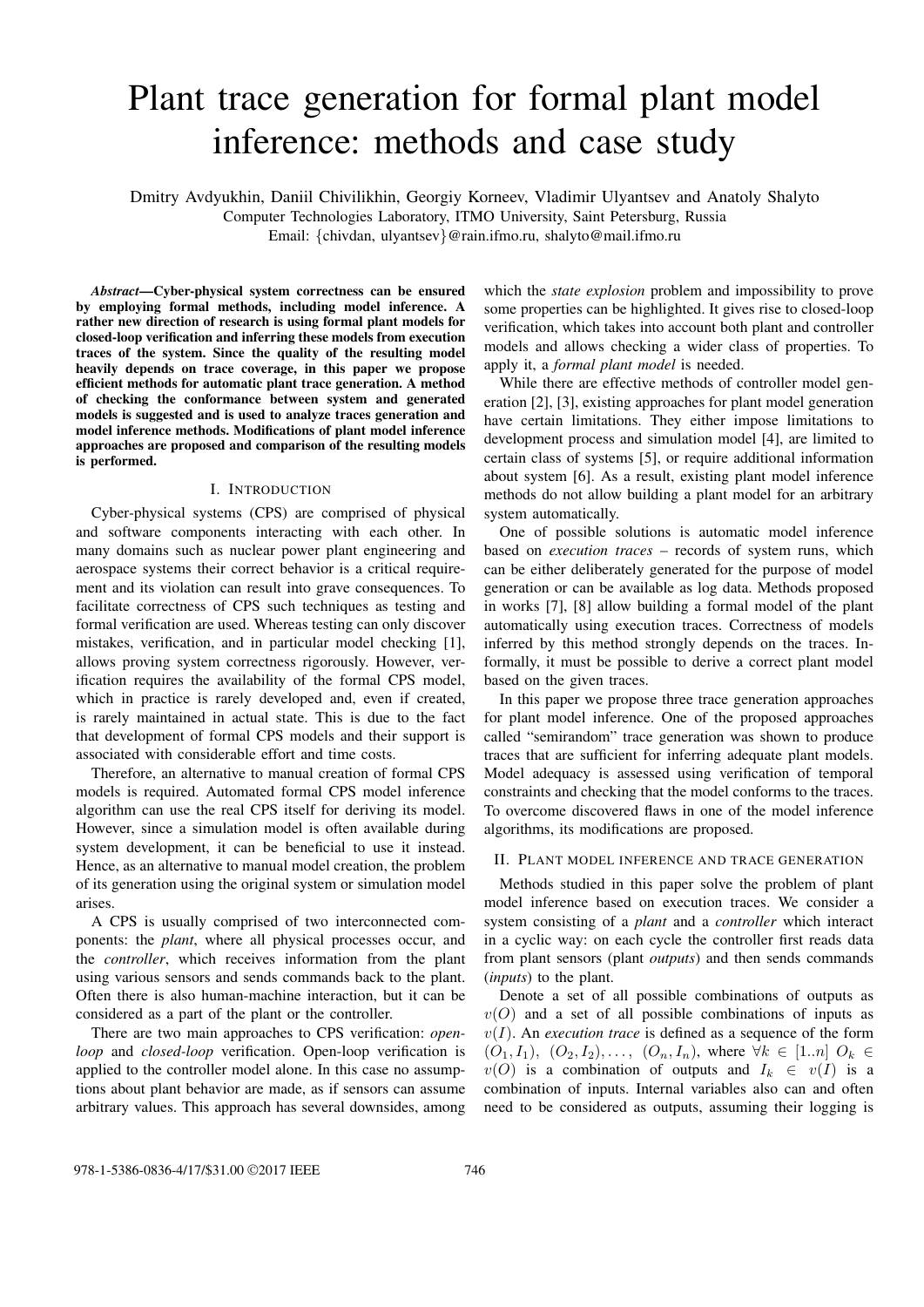# Plant trace generation for formal plant model inference: methods and case study

Dmitry Avdyukhin, Daniil Chivilikhin, Georgiy Korneev, Vladimir Ulyantsev and Anatoly Shalyto
Computer Technologies Laboratory, ITMO University, Saint Petersburg, Russia
Email: {chivdan, ulyantsev}@rain.ifmo.ru, shalyto@mail.ifmo.ru

***Abstract*—Cyber-physical system correctness can be ensured by employing formal methods, including model inference. A rather new direction of research is using formal plant models for closed-loop verification and inferring these models from execution traces of the system. Since the quality of the resulting model heavily depends on trace coverage, in this paper we propose efficient methods for automatic plant trace generation. A method of checking the conformance between system and generated models is suggested and is used to analyze traces generation and model inference methods. Modifications of plant model inference approaches are proposed and comparison of the resulting models is performed.**

## I. Introduction

Cyber-physical systems (CPS) are comprised of physical and software components interacting with each other. In many domains such as nuclear power plant engineering and aerospace systems their correct behavior is a critical requirement and its violation can result into grave consequences. To facilitate correctness of CPS such techniques as testing and formal verification are used. Whereas testing can only discover mistakes, verification, and in particular model checking [1], allows proving system correctness rigorously. However, verification requires the availability of the formal CPS model, which in practice is rarely developed and, even if created, is rarely maintained in actual state. This is due to the fact that development of formal CPS models and their support is associated with considerable effort and time costs.

Therefore, an alternative to manual creation of formal CPS models is required. Automated formal CPS model inference algorithm can use the real CPS itself for deriving its model. However, since a simulation model is often available during system development, it can be beneficial to use it instead. Hence, as an alternative to manual model creation, the problem of its generation using the original system or simulation model arises.

A CPS is usually comprised of two interconnected components: the *plant*, where all physical processes occur, and the *controller*, which receives information from the plant using various sensors and sends commands back to the plant. Often there is also human-machine interaction, but it can be considered as a part of the plant or the controller.

There are two main approaches to CPS verification: *open-loop* and *closed-loop* verification. Open-loop verification is applied to the controller model alone. In this case no assumptions about plant behavior are made, as if sensors can assume arbitrary values. This approach has several downsides, among which the *state explosion* problem and impossibility to prove some properties can be highlighted. It gives rise to closed-loop verification, which takes into account both plant and controller models and allows checking a wider class of properties. To apply it, a *formal plant model* is needed.

While there are effective methods of controller model generation [2], [3], existing approaches for plant model generation have certain limitations. They either impose limitations to development process and simulation model [4], are limited to certain class of systems [5], or require additional information about system [6]. As a result, existing plant model inference methods do not allow building a plant model for an arbitrary system automatically.

One of possible solutions is automatic model inference based on *execution traces* – records of system runs, which can be either deliberately generated for the purpose of model generation or can be available as log data. Methods proposed in works [7], [8] allow building a formal model of the plant automatically using execution traces. Correctness of models inferred by this method strongly depends on the traces. Informally, it must be possible to derive a correct plant model based on the given traces.

In this paper we propose three trace generation approaches for plant model inference. One of the proposed approaches called "semirandom" trace generation was shown to produce traces that are sufficient for inferring adequate plant models. Model adequacy is assessed using verification of temporal constraints and checking that the model conforms to the traces. To overcome discovered flaws in one of the model inference algorithms, its modifications are proposed.

## II. Plant model inference and trace generation

Methods studied in this paper solve the problem of plant model inference based on execution traces. We consider a system consisting of a *plant* and a *controller* which interact in a cyclic way: on each cycle the controller first reads data from plant sensors (plant *outputs*) and then sends commands (*inputs*) to the plant.

Denote a set of all possible combinations of outputs as $v(O)$ and a set of all possible combinations of inputs as $v(I)$. An *execution trace* is defined as a sequence of the form $(O_1, I_1)$, $(O_2, I_2), \ldots,$ $(O_n, I_n)$, where $\forall k \in [1..n]$ $O_k \in v(O)$ is a combination of outputs and $I_k \in v(I)$ is a combination of inputs. Internal variables also can and often need to be considered as outputs, assuming their logging is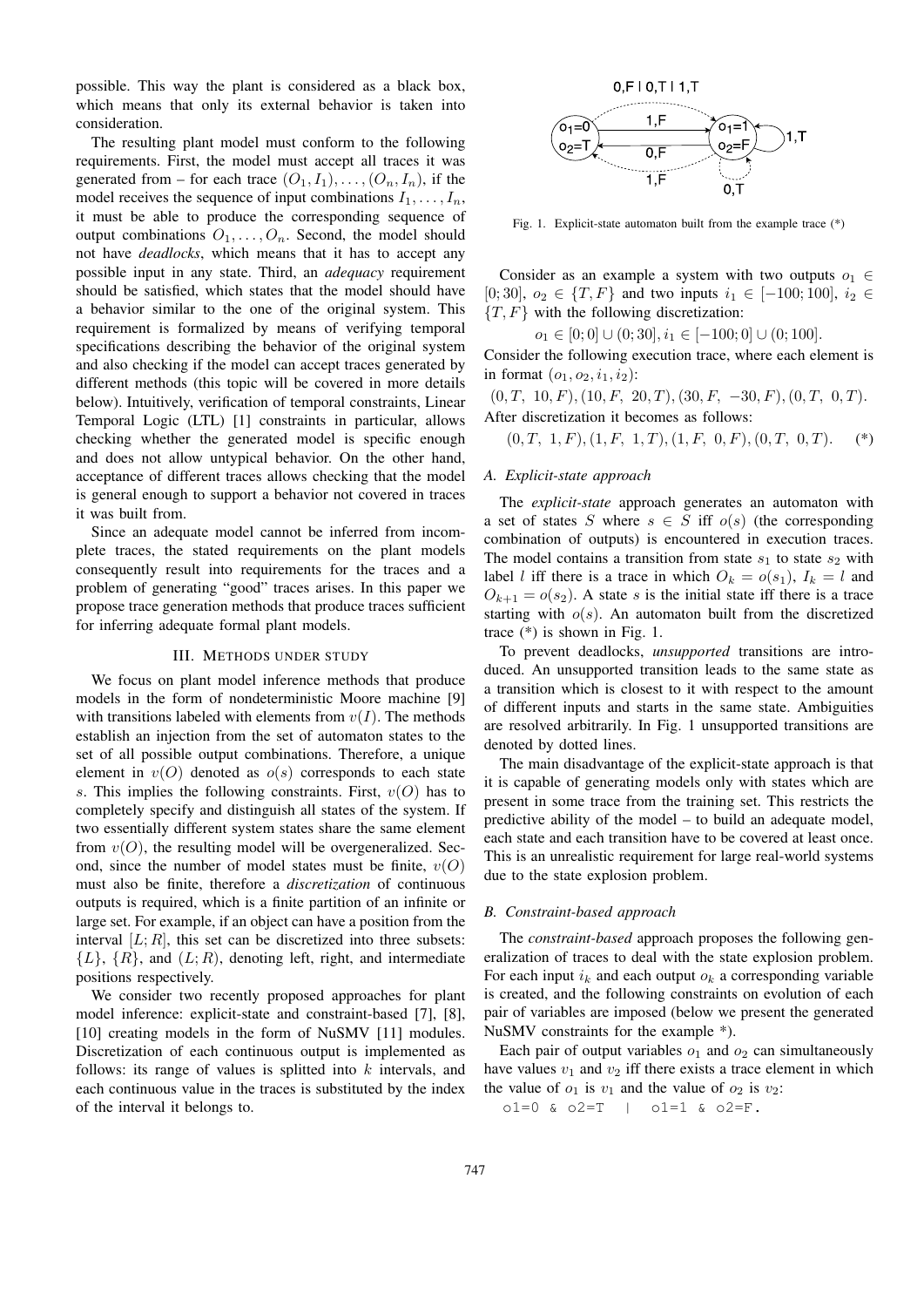possible. This way the plant is considered as a black box, which means that only its external behavior is taken into consideration.

The resulting plant model must conform to the following requirements. First, the model must accept all traces it was generated from – for each trace $(O_1, I_1), \ldots, (O_n, I_n)$, if the model receives the sequence of input combinations $I_1, \ldots, I_n$, it must be able to produce the corresponding sequence of output combinations $O_1, \ldots, O_n$. Second, the model should not have *deadlocks*, which means that it has to accept any possible input in any state. Third, an *adequacy* requirement should be satisfied, which states that the model should have a behavior similar to the one of the original system. This requirement is formalized by means of verifying temporal specifications describing the behavior of the original system and also checking if the model can accept traces generated by different methods (this topic will be covered in more details below). Intuitively, verification of temporal constraints, Linear Temporal Logic (LTL) [1] constraints in particular, allows checking whether the generated model is specific enough and does not allow untypical behavior. On the other hand, acceptance of different traces allows checking that the model is general enough to support a behavior not covered in traces it was built from.

Since an adequate model cannot be inferred from incomplete traces, the stated requirements on the plant models consequently result into requirements for the traces and a problem of generating "good" traces arises. In this paper we propose trace generation methods that produce traces sufficient for inferring adequate formal plant models.

## III. Methods under study

We focus on plant model inference methods that produce models in the form of nondeterministic Moore machine [9] with transitions labeled with elements from $v(I)$. The methods establish an injection from the set of automaton states to the set of all possible output combinations. Therefore, a unique element in $v(O)$ denoted as $o(s)$ corresponds to each state $s$. This implies the following constraints. First, $v(O)$ has to completely specify and distinguish all states of the system. If two essentially different system states share the same element from $v(O)$, the resulting model will be overgeneralized. Second, since the number of model states must be finite, $v(O)$ must also be finite, therefore a *discretization* of continuous outputs is required, which is a finite partition of an infinite or large set. For example, if an object can have a position from the interval $[L; R]$, this set can be discretized into three subsets: $\{L\}$, $\{R\}$, and $(L; R)$, denoting left, right, and intermediate positions respectively.

We consider two recently proposed approaches for plant model inference: explicit-state and constraint-based [7], [8], [10] creating models in the form of NuSMV [11] modules. Discretization of each continuous output is implemented as follows: its range of values is splitted into $k$ intervals, and each continuous value in the traces is substituted by the index of the interval it belongs to.

0,F | 0,T | 1,T

1,F

0,F

1,F

0,T

1,T

$o_1$=0
$o_2$=T

$o_1$=1
$o_2$=F

Fig. 1. Explicit-state automaton built from the example trace (*)

Consider as an example a system with two outputs $o_1 \in [0; 30]$, $o_2 \in \{T, F\}$ and two inputs $i_1 \in [-100; 100]$, $i_2 \in \{T, F\}$ with the following discretization:

$$o_1 \in [0; 0] \cup (0; 30], i_1 \in [-100; 0] \cup (0; 100].$$

Consider the following execution trace, where each element is in format $(o_1, o_2, i_1, i_2)$:

$$(0, T,\ 10, F), (10, F,\ 20, T), (30, F,\ -30, F), (0, T,\ 0, T).$$

After discretization it becomes as follows:

$$(0, T,\ 1, F), (1, F,\ 1, T), (1, F,\ 0, F), (0, T,\ 0, T). \qquad (*)$$

### A. Explicit-state approach

The *explicit-state* approach generates an automaton with a set of states $S$ where $s \in S$ iff $o(s)$ (the corresponding combination of outputs) is encountered in execution traces. The model contains a transition from state $s_1$ to state $s_2$ with label $l$ iff there is a trace in which $O_k = o(s_1)$, $I_k = l$ and $O_{k+1} = o(s_2)$. A state $s$ is the initial state iff there is a trace starting with $o(s)$. An automaton built from the discretized trace (*) is shown in Fig. 1.

To prevent deadlocks, *unsupported* transitions are introduced. An unsupported transition leads to the same state as a transition which is closest to it with respect to the amount of different inputs and starts in the same state. Ambiguities are resolved arbitrarily. In Fig. 1 unsupported transitions are denoted by dotted lines.

The main disadvantage of the explicit-state approach is that it is capable of generating models only with states which are present in some trace from the training set. This restricts the predictive ability of the model – to build an adequate model, each state and each transition have to be covered at least once. This is an unrealistic requirement for large real-world systems due to the state explosion problem.

### B. Constraint-based approach

The *constraint-based* approach proposes the following generalization of traces to deal with the state explosion problem. For each input $i_k$ and each output $o_k$ a corresponding variable is created, and the following constraints on evolution of each pair of variables are imposed (below we present the generated NuSMV constraints for the example *).

Each pair of output variables $o_1$ and $o_2$ can simultaneously have values $v_1$ and $v_2$ iff there exists a trace element in which the value of $o_1$ is $v_1$ and the value of $o_2$ is $v_2$:

```
o1=0 & o2=T  |  o1=1 & o2=F.
```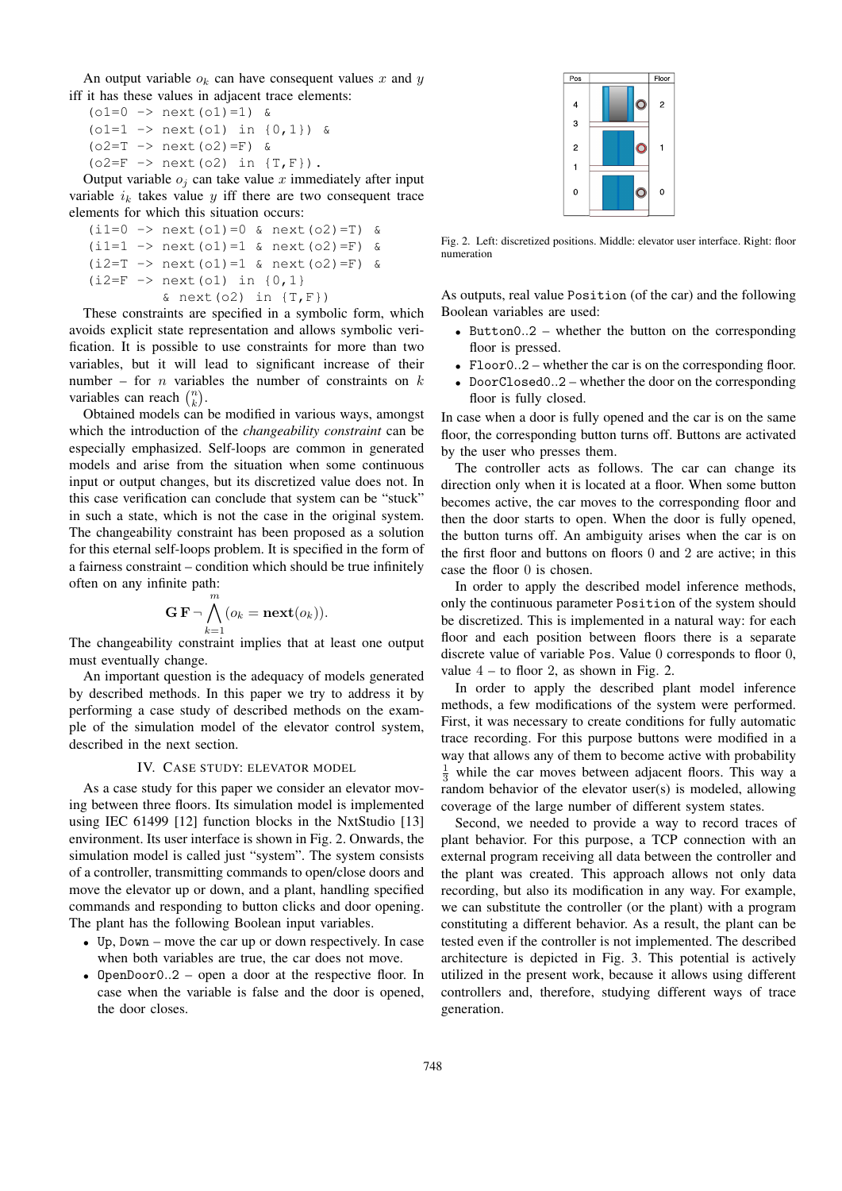An output variable $o_k$ can have consequent values $x$ and $y$ iff it has these values in adjacent trace elements:

```
(o1=0 -> next(o1)=1) &
(o1=1 -> next(o1) in {0,1}) &
(o2=T -> next(o2)=F) &
(o2=F -> next(o2) in {T,F}).
```

Output variable $o_j$ can take value $x$ immediately after input variable $i_k$ takes value $y$ iff there are two consequent trace elements for which this situation occurs:

```
(i1=0 -> next(o1)=0 & next(o2)=T) &
(i1=1 -> next(o1)=1 & next(o2)=F) &
(i2=T -> next(o1)=1 & next(o2)=F) &
(i2=F -> next(o1) in {0,1}
         & next(o2) in {T,F})
```

These constraints are specified in a symbolic form, which avoids explicit state representation and allows symbolic verification. It is possible to use constraints for more than two variables, but it will lead to significant increase of their number – for $n$ variables the number of constraints on $k$ variables can reach $\binom{n}{k}$.

Obtained models can be modified in various ways, amongst which the introduction of the *changeability constraint* can be especially emphasized. Self-loops are common in generated models and arise from the situation when some continuous input or output changes, but its discretized value does not. In this case verification can conclude that system can be "stuck" in such a state, which is not the case in the original system. The changeability constraint has been proposed as a solution for this eternal self-loops problem. It is specified in the form of a fairness constraint – condition which should be true infinitely often on any infinite path:

$$\mathbf{G}\,\mathbf{F}\,\neg\bigwedge_{k=1}^{m}(o_k = \mathbf{next}(o_k)).$$

The changeability constraint implies that at least one output must eventually change.

An important question is the adequacy of models generated by described methods. In this paper we try to address it by performing a case study of described methods on the example of the simulation model of the elevator control system, described in the next section.

## IV. Case study: elevator model

As a case study for this paper we consider an elevator moving between three floors. Its simulation model is implemented using IEC 61499 [12] function blocks in the NxtStudio [13] environment. Its user interface is shown in Fig. 2. Onwards, the simulation model is called just "system". The system consists of a controller, transmitting commands to open/close doors and move the elevator up or down, and a plant, handling specified commands and responding to button clicks and door opening. The plant has the following Boolean input variables.

- `Up`, `Down` – move the car up or down respectively. In case when both variables are true, the car does not move.
- `OpenDoor0..2` – open a door at the respective floor. In case when the variable is false and the door is opened, the door closes.

Fig. 2. Left: discretized positions. Middle: elevator user interface. Right: floor numeration

As outputs, real value `Position` (of the car) and the following Boolean variables are used:

- `Button0..2` – whether the button on the corresponding floor is pressed.
- `Floor0..2` – whether the car is on the corresponding floor.
- `DoorClosed0..2` – whether the door on the corresponding floor is fully closed.

In case when a door is fully opened and the car is on the same floor, the corresponding button turns off. Buttons are activated by the user who presses them.

The controller acts as follows. The car can change its direction only when it is located at a floor. When some button becomes active, the car moves to the corresponding floor and then the door starts to open. When the door is fully opened, the button turns off. An ambiguity arises when the car is on the first floor and buttons on floors 0 and 2 are active; in this case the floor 0 is chosen.

In order to apply the described model inference methods, only the continuous parameter `Position` of the system should be discretized. This is implemented in a natural way: for each floor and each position between floors there is a separate discrete value of variable `Pos`. Value 0 corresponds to floor 0, value 4 – to floor 2, as shown in Fig. 2.

In order to apply the described plant model inference methods, a few modifications of the system were performed. First, it was necessary to create conditions for fully automatic trace recording. For this purpose buttons were modified in a way that allows any of them to become active with probability $\frac{1}{3}$ while the car moves between adjacent floors. This way a random behavior of the elevator user(s) is modeled, allowing coverage of the large number of different system states.

Second, we needed to provide a way to record traces of plant behavior. For this purpose, a TCP connection with an external program receiving all data between the controller and the plant was created. This approach allows not only data recording, but also its modification in any way. For example, we can substitute the controller (or the plant) with a program constituting a different behavior. As a result, the plant can be tested even if the controller is not implemented. The described architecture is depicted in Fig. 3. This potential is actively utilized in the present work, because it allows using different controllers and, therefore, studying different ways of trace generation.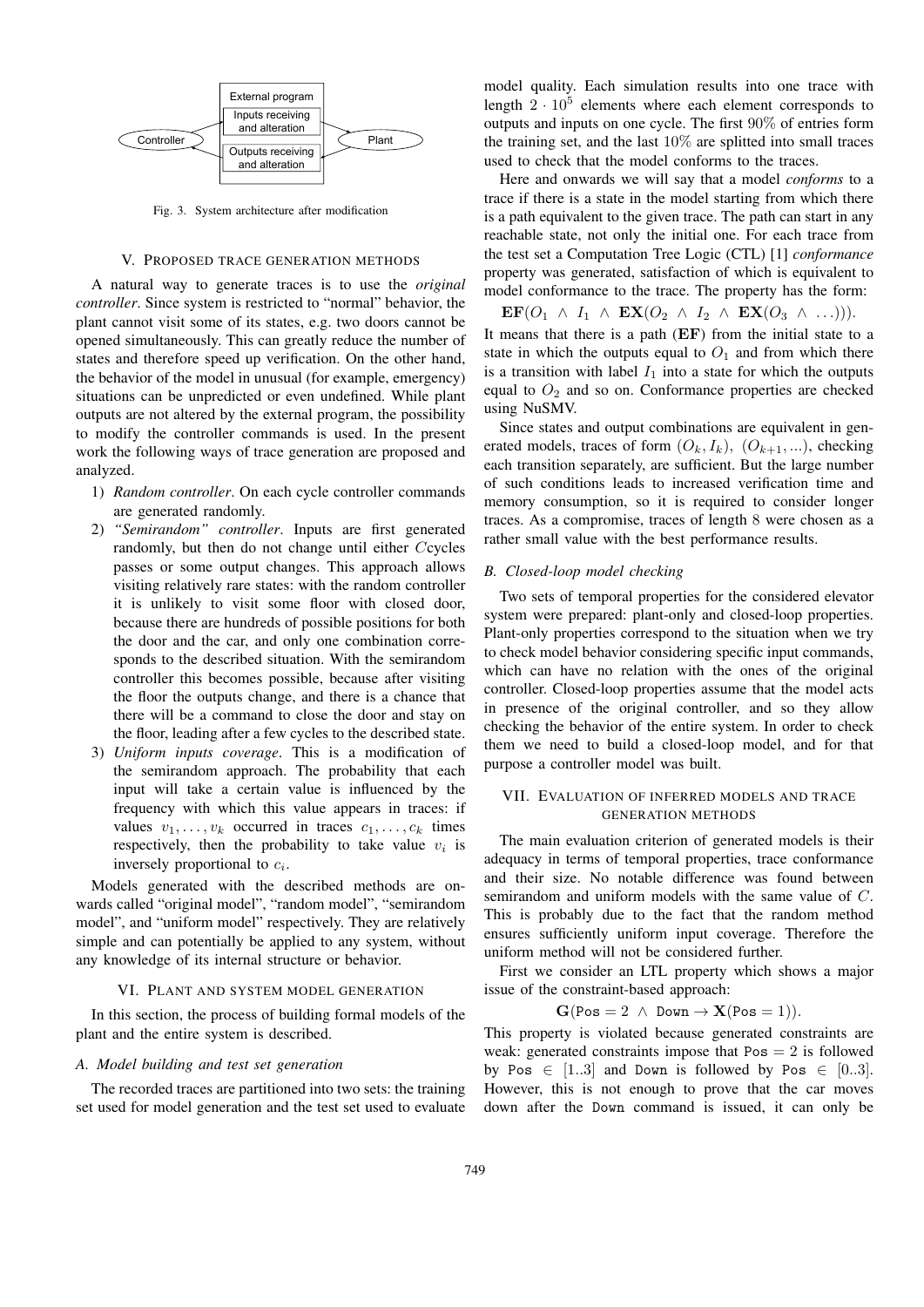Fig. 3. System architecture after modification

## V. Proposed trace generation methods

A natural way to generate traces is to use the *original controller*. Since system is restricted to "normal" behavior, the plant cannot visit some of its states, e.g. two doors cannot be opened simultaneously. This can greatly reduce the number of states and therefore speed up verification. On the other hand, the behavior of the model in unusual (for example, emergency) situations can be unpredicted or even undefined. While plant outputs are not altered by the external program, the possibility to modify the controller commands is used. In the present work the following ways of trace generation are proposed and analyzed.

1) *Random controller*. On each cycle controller commands are generated randomly.
2) *"Semirandom" controller*. Inputs are first generated randomly, but then do not change until either $C$cycles passes or some output changes. This approach allows visiting relatively rare states: with the random controller it is unlikely to visit some floor with closed door, because there are hundreds of possible positions for both the door and the car, and only one combination corresponds to the described situation. With the semirandom controller this becomes possible, because after visiting the floor the outputs change, and there is a chance that there will be a command to close the door and stay on the floor, leading after a few cycles to the described state.
3) *Uniform inputs coverage*. This is a modification of the semirandom approach. The probability that each input will take a certain value is influenced by the frequency with which this value appears in traces: if values $v_1, \ldots, v_k$ occurred in traces $c_1, \ldots, c_k$ times respectively, then the probability to take value $v_i$ is inversely proportional to $c_i$.

Models generated with the described methods are onwards called "original model", "random model", "semirandom model", and "uniform model" respectively. They are relatively simple and can potentially be applied to any system, without any knowledge of its internal structure or behavior.

## VI. Plant and system model generation

In this section, the process of building formal models of the plant and the entire system is described.

### A. Model building and test set generation

The recorded traces are partitioned into two sets: the training set used for model generation and the test set used to evaluate model quality. Each simulation results into one trace with length $2 \cdot 10^5$ elements where each element corresponds to outputs and inputs on one cycle. The first $90\%$ of entries form the training set, and the last $10\%$ are splitted into small traces used to check that the model conforms to the traces.

Here and onwards we will say that a model *conforms* to a trace if there is a state in the model starting from which there is a path equivalent to the given trace. The path can start in any reachable state, not only the initial one. For each trace from the test set a Computation Tree Logic (CTL) [1] *conformance* property was generated, satisfaction of which is equivalent to model conformance to the trace. The property has the form:

$$\mathbf{EF}(O_1 \wedge I_1 \wedge \mathbf{EX}(O_2 \wedge I_2 \wedge \mathbf{EX}(O_3 \wedge \ldots))).$$

It means that there is a path ($\mathbf{EF}$) from the initial state to a state in which the outputs equal to $O_1$ and from which there is a transition with label $I_1$ into a state for which the outputs equal to $O_2$ and so on. Conformance properties are checked using NuSMV.

Since states and output combinations are equivalent in generated models, traces of form $(O_k, I_k),\ (O_{k+1}, ...)$, checking each transition separately, are sufficient. But the large number of such conditions leads to increased verification time and memory consumption, so it is required to consider longer traces. As a compromise, traces of length 8 were chosen as a rather small value with the best performance results.

### B. Closed-loop model checking

Two sets of temporal properties for the considered elevator system were prepared: plant-only and closed-loop properties. Plant-only properties correspond to the situation when we try to check model behavior considering specific input commands, which can have no relation with the ones of the original controller. Closed-loop properties assume that the model acts in presence of the original controller, and so they allow checking the behavior of the entire system. In order to check them we need to build a closed-loop model, and for that purpose a controller model was built.

## VII. Evaluation of inferred models and trace generation methods

The main evaluation criterion of generated models is their adequacy in terms of temporal properties, trace conformance and their size. No notable difference was found between semirandom and uniform models with the same value of $C$. This is probably due to the fact that the random method ensures sufficiently uniform input coverage. Therefore the uniform method will not be considered further.

First we consider an LTL property which shows a major issue of the constraint-based approach:

$$\mathbf{G}(\texttt{Pos} = 2 \wedge \texttt{Down} \rightarrow \mathbf{X}(\texttt{Pos} = 1)).$$

This property is violated because generated constraints are weak: generated constraints impose that $\texttt{Pos} = 2$ is followed by $\texttt{Pos} \in [1..3]$ and Down is followed by $\texttt{Pos} \in [0..3]$. However, this is not enough to prove that the car moves down after the Down command is issued, it can only be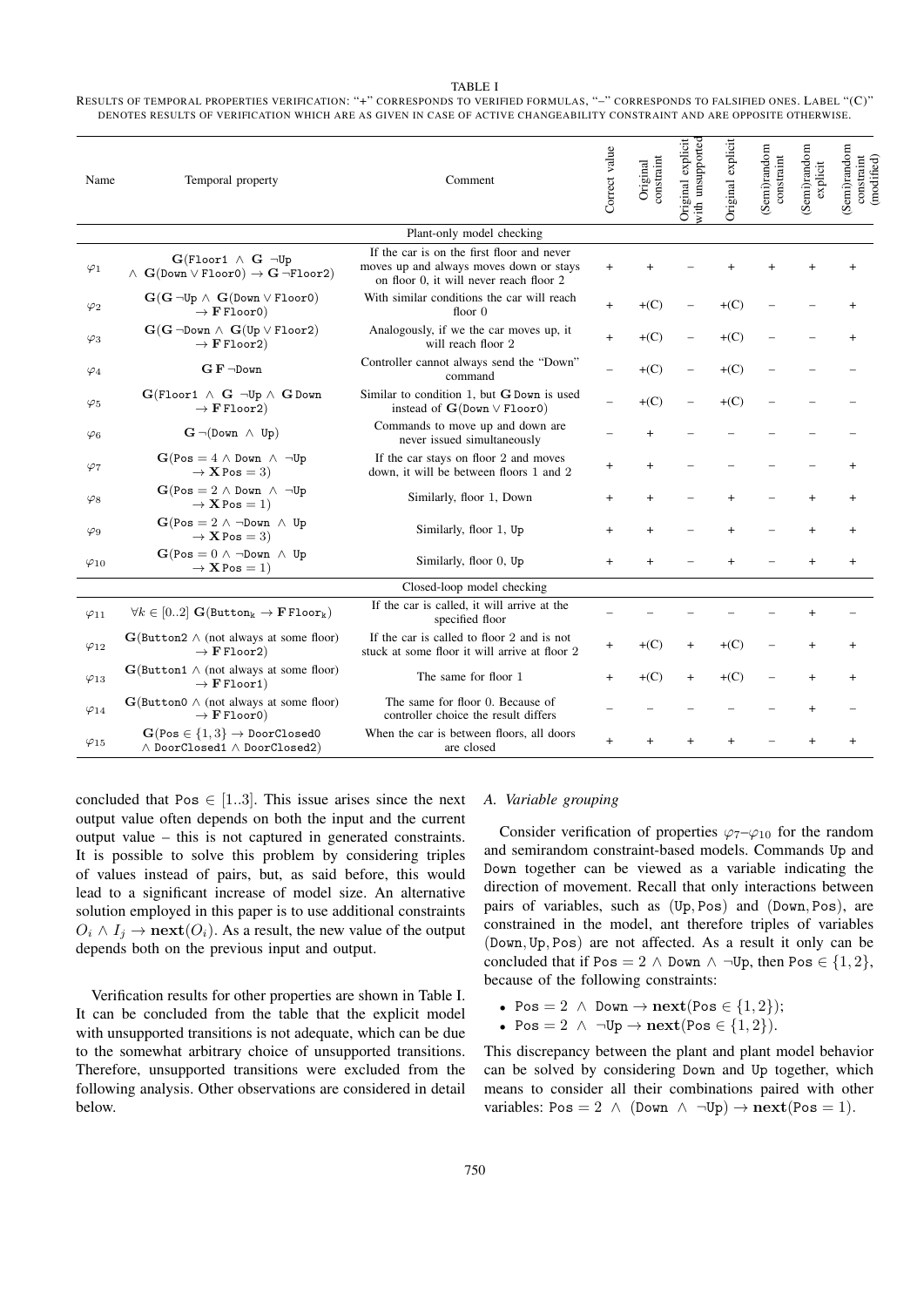TABLE I

RESULTS OF TEMPORAL PROPERTIES VERIFICATION: "+" CORRESPONDS TO VERIFIED FORMULAS, "–" CORRESPONDS TO FALSIFIED ONES. LABEL "(C)" DENOTES RESULTS OF VERIFICATION WHICH ARE AS GIVEN IN CASE OF ACTIVE CHANGEABILITY CONSTRAINT AND ARE OPPOSITE OTHERWISE.

| Name | Temporal property | Comment | Correct value | Original constraint | Original explicit with unsupported | Original explicit | (Semi)random constraint | (Semi)random explicit | (Semi)random constraint (modified) |
|---|---|---|---|---|---|---|---|---|---|
| | | Plant-only model checking | | | | | | | |
| $\varphi_1$ | $\mathbf{G}(\texttt{Floor1} \wedge \mathbf{G}\ \neg\texttt{Up} \wedge \mathbf{G}(\texttt{Down} \vee \texttt{Floor0}) \rightarrow \mathbf{G}\ \neg\texttt{Floor2})$ | If the car is on the first floor and never moves up and always moves down or stays on floor 0, it will never reach floor 2 | + | + | – | + | + | + | + |
| $\varphi_2$ | $\mathbf{G}(\mathbf{G}\ \neg\texttt{Up} \wedge \mathbf{G}(\texttt{Down} \vee \texttt{Floor0}) \rightarrow \mathbf{F}\ \texttt{Floor0})$ | With similar conditions the car will reach floor 0 | + | +(C) | – | +(C) | – | – | + |
| $\varphi_3$ | $\mathbf{G}(\mathbf{G}\ \neg\texttt{Down} \wedge \mathbf{G}(\texttt{Up} \vee \texttt{Floor2}) \rightarrow \mathbf{F}\ \texttt{Floor2})$ | Analogously, if we the car moves up, it will reach floor 2 | + | +(C) | – | +(C) | – | – | + |
| $\varphi_4$ | $\mathbf{G}\ \mathbf{F}\ \neg\texttt{Down}$ | Controller cannot always send the "Down" command | – | +(C) | – | +(C) | – | – | – |
| $\varphi_5$ | $\mathbf{G}(\texttt{Floor1} \wedge \mathbf{G}\ \neg\texttt{Up} \wedge \mathbf{G}\ \texttt{Down} \rightarrow \mathbf{F}\ \texttt{Floor2})$ | Similar to condition 1, but $\mathbf{G}\ \texttt{Down}$ is used instead of $\mathbf{G}(\texttt{Down} \vee \texttt{Floor0})$ | – | +(C) | – | +(C) | – | – | – |
| $\varphi_6$ | $\mathbf{G}\ \neg(\texttt{Down} \wedge \texttt{Up})$ | Commands to move up and down are never issued simultaneously | – | + | – | – | – | – | – |
| $\varphi_7$ | $\mathbf{G}(\texttt{Pos} = 4 \wedge \texttt{Down} \wedge \neg\texttt{Up} \rightarrow \mathbf{X}\ \texttt{Pos} = 3)$ | If the car stays on floor 2 and moves down, it will be between floors 1 and 2 | + | + | – | – | – | – | + |
| $\varphi_8$ | $\mathbf{G}(\texttt{Pos} = 2 \wedge \texttt{Down} \wedge \neg\texttt{Up} \rightarrow \mathbf{X}\ \texttt{Pos} = 1)$ | Similarly, floor 1, Down | + | + | – | + | – | + | + |
| $\varphi_9$ | $\mathbf{G}(\texttt{Pos} = 2 \wedge \neg\texttt{Down} \wedge \texttt{Up} \rightarrow \mathbf{X}\ \texttt{Pos} = 3)$ | Similarly, floor 1, Up | + | + | – | + | – | + | + |
| $\varphi_{10}$ | $\mathbf{G}(\texttt{Pos} = 0 \wedge \neg\texttt{Down} \wedge \texttt{Up} \rightarrow \mathbf{X}\ \texttt{Pos} = 1)$ | Similarly, floor 0, Up | + | + | – | + | – | + | + |
| | | Closed-loop model checking | | | | | | | |
| $\varphi_{11}$ | $\forall k \in [0..2]\ \mathbf{G}(\texttt{Button}_k \rightarrow \mathbf{F}\ \texttt{Floor}_k)$ | If the car is called, it will arrive at the specified floor | – | – | – | – | – | + | – |
| $\varphi_{12}$ | $\mathbf{G}(\texttt{Button2} \wedge \text{(not always at some floor)} \rightarrow \mathbf{F}\ \texttt{Floor2})$ | If the car is called to floor 2 and is not stuck at some floor it will arrive at floor 2 | + | +(C) | + | +(C) | – | + | + |
| $\varphi_{13}$ | $\mathbf{G}(\texttt{Button1} \wedge \text{(not always at some floor)} \rightarrow \mathbf{F}\ \texttt{Floor1})$ | The same for floor 1 | + | +(C) | + | +(C) | – | + | + |
| $\varphi_{14}$ | $\mathbf{G}(\texttt{Button0} \wedge \text{(not always at some floor)} \rightarrow \mathbf{F}\ \texttt{Floor0})$ | The same for floor 0. Because of controller choice the result differs | – | – | – | – | – | + | – |
| $\varphi_{15}$ | $\mathbf{G}(\texttt{Pos} \in \{1,3\} \rightarrow \texttt{DoorClosed0} \wedge \texttt{DoorClosed1} \wedge \texttt{DoorClosed2})$ | When the car is between floors, all doors are closed | + | + | + | + | – | + | + |

concluded that $\texttt{Pos} \in [1..3]$. This issue arises since the next output value often depends on both the input and the current output value – this is not captured in generated constraints. It is possible to solve this problem by considering triples of values instead of pairs, but, as said before, this would lead to a significant increase of model size. An alternative solution employed in this paper is to use additional constraints $O_i \wedge I_j \rightarrow \mathbf{next}(O_i)$. As a result, the new value of the output depends both on the previous input and output.

Verification results for other properties are shown in Table I. It can be concluded from the table that the explicit model with unsupported transitions is not adequate, which can be due to the somewhat arbitrary choice of unsupported transitions. Therefore, unsupported transitions were excluded from the following analysis. Other observations are considered in detail below.

### A. Variable grouping

Consider verification of properties $\varphi_7$–$\varphi_{10}$ for the random and semirandom constraint-based models. Commands Up and Down together can be viewed as a variable indicating the direction of movement. Recall that only interactions between pairs of variables, such as $(\texttt{Up}, \texttt{Pos})$ and $(\texttt{Down}, \texttt{Pos})$, are constrained in the model, ant therefore triples of variables $(\texttt{Down}, \texttt{Up}, \texttt{Pos})$ are not affected. As a result it only can be concluded that if $\texttt{Pos} = 2 \wedge \texttt{Down} \wedge \neg\texttt{Up}$, then $\texttt{Pos} \in \{1, 2\}$, because of the following constraints:

- $\texttt{Pos} = 2 \ \wedge\ \texttt{Down} \rightarrow \mathbf{next}(\texttt{Pos} \in \{1, 2\})$;
- $\texttt{Pos} = 2 \ \wedge\ \neg\texttt{Up} \rightarrow \mathbf{next}(\texttt{Pos} \in \{1, 2\})$.

This discrepancy between the plant and plant model behavior can be solved by considering Down and Up together, which means to consider all their combinations paired with other variables: $\texttt{Pos} = 2 \ \wedge\ (\texttt{Down} \ \wedge\ \neg\texttt{Up}) \rightarrow \mathbf{next}(\texttt{Pos} = 1)$.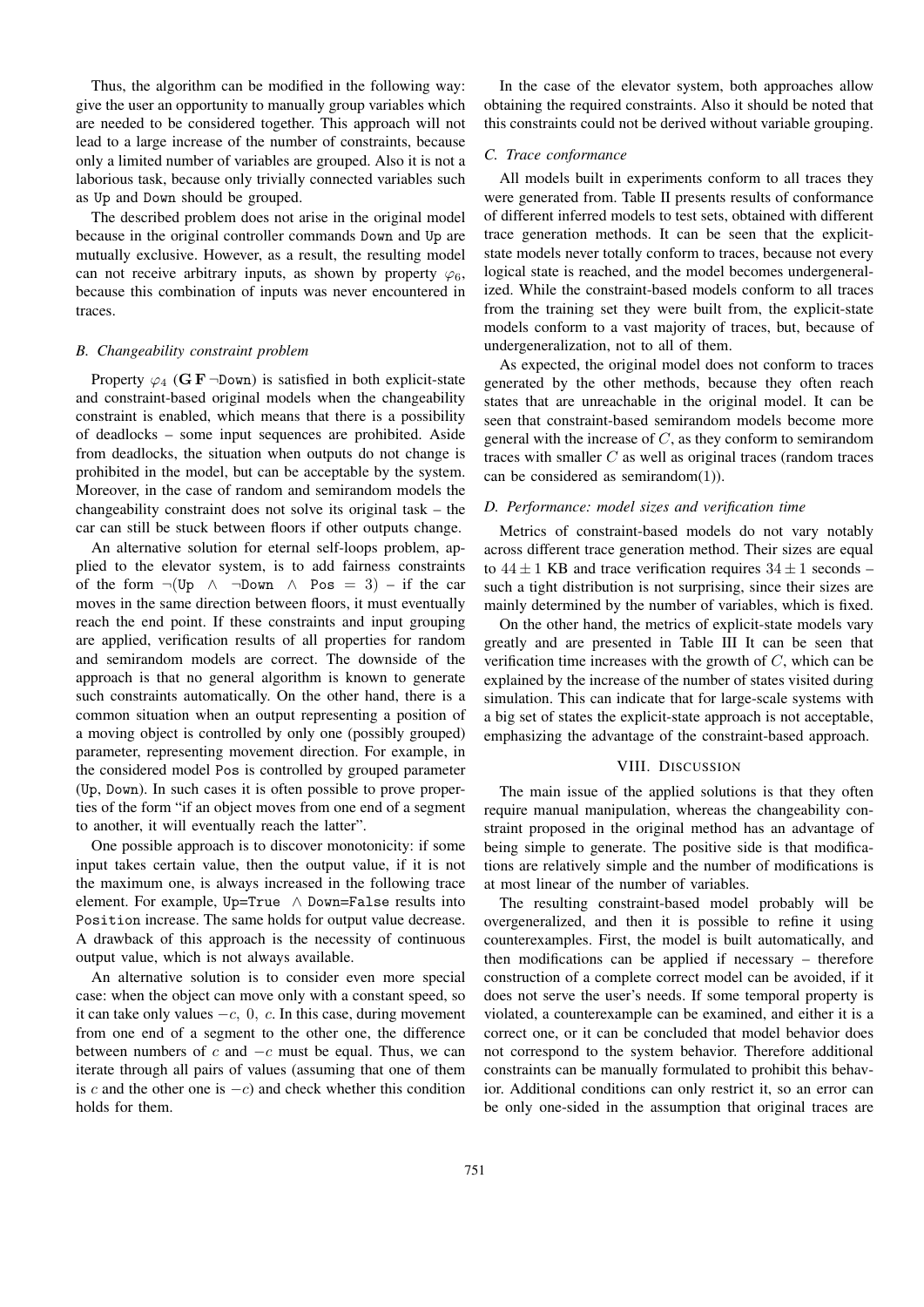Thus, the algorithm can be modified in the following way: give the user an opportunity to manually group variables which are needed to be considered together. This approach will not lead to a large increase of the number of constraints, because only a limited number of variables are grouped. Also it is not a laborious task, because only trivially connected variables such as Up and Down should be grouped.

The described problem does not arise in the original model because in the original controller commands Down and Up are mutually exclusive. However, as a result, the resulting model can not receive arbitrary inputs, as shown by property $\varphi_6$, because this combination of inputs was never encountered in traces.

### B. Changeability constraint problem

Property $\varphi_4$ ($\mathbf{G}\,\mathbf{F}\,\neg$Down) is satisfied in both explicit-state and constraint-based original models when the changeability constraint is enabled, which means that there is a possibility of deadlocks – some input sequences are prohibited. Aside from deadlocks, the situation when outputs do not change is prohibited in the model, but can be acceptable by the system. Moreover, in the case of random and semirandom models the changeability constraint does not solve its original task – the car can still be stuck between floors if other outputs change.

An alternative solution for eternal self-loops problem, applied to the elevator system, is to add fairness constraints of the form $\neg$(Up $\wedge$ $\neg$Down $\wedge$ Pos $=$ 3) – if the car moves in the same direction between floors, it must eventually reach the end point. If these constraints and input grouping are applied, verification results of all properties for random and semirandom models are correct. The downside of the approach is that no general algorithm is known to generate such constraints automatically. On the other hand, there is a common situation when an output representing a position of a moving object is controlled by only one (possibly grouped) parameter, representing movement direction. For example, in the considered model Pos is controlled by grouped parameter (Up, Down). In such cases it is often possible to prove properties of the form "if an object moves from one end of a segment to another, it will eventually reach the latter".

One possible approach is to discover monotonicity: if some input takes certain value, then the output value, if it is not the maximum one, is always increased in the following trace element. For example, Up=True $\wedge$ Down=False results into Position increase. The same holds for output value decrease. A drawback of this approach is the necessity of continuous output value, which is not always available.

An alternative solution is to consider even more special case: when the object can move only with a constant speed, so it can take only values $-c,\ 0,\ c$. In this case, during movement from one end of a segment to the other one, the difference between numbers of $c$ and $-c$ must be equal. Thus, we can iterate through all pairs of values (assuming that one of them is $c$ and the other one is $-c$) and check whether this condition holds for them.

In the case of the elevator system, both approaches allow obtaining the required constraints. Also it should be noted that this constraints could not be derived without variable grouping.

### C. Trace conformance

All models built in experiments conform to all traces they were generated from. Table II presents results of conformance of different inferred models to test sets, obtained with different trace generation methods. It can be seen that the explicit-state models never totally conform to traces, because not every logical state is reached, and the model becomes undergeneralized. While the constraint-based models conform to all traces from the training set they were built from, the explicit-state models conform to a vast majority of traces, but, because of undergeneralization, not to all of them.

As expected, the original model does not conform to traces generated by the other methods, because they often reach states that are unreachable in the original model. It can be seen that constraint-based semirandom models become more general with the increase of $C$, as they conform to semirandom traces with smaller $C$ as well as original traces (random traces can be considered as semirandom(1)).

### D. Performance: model sizes and verification time

Metrics of constraint-based models do not vary notably across different trace generation method. Their sizes are equal to $44 \pm 1$ KB and trace verification requires $34 \pm 1$ seconds – such a tight distribution is not surprising, since their sizes are mainly determined by the number of variables, which is fixed.

On the other hand, the metrics of explicit-state models vary greatly and are presented in Table III It can be seen that verification time increases with the growth of $C$, which can be explained by the increase of the number of states visited during simulation. This can indicate that for large-scale systems with a big set of states the explicit-state approach is not acceptable, emphasizing the advantage of the constraint-based approach.

## VIII. Discussion

The main issue of the applied solutions is that they often require manual manipulation, whereas the changeability constraint proposed in the original method has an advantage of being simple to generate. The positive side is that modifications are relatively simple and the number of modifications is at most linear of the number of variables.

The resulting constraint-based model probably will be overgeneralized, and then it is possible to refine it using counterexamples. First, the model is built automatically, and then modifications can be applied if necessary – therefore construction of a complete correct model can be avoided, if it does not serve the user's needs. If some temporal property is violated, a counterexample can be examined, and either it is a correct one, or it can be concluded that model behavior does not correspond to the system behavior. Therefore additional constraints can be manually formulated to prohibit this behavior. Additional conditions can only restrict it, so an error can be only one-sided in the assumption that original traces are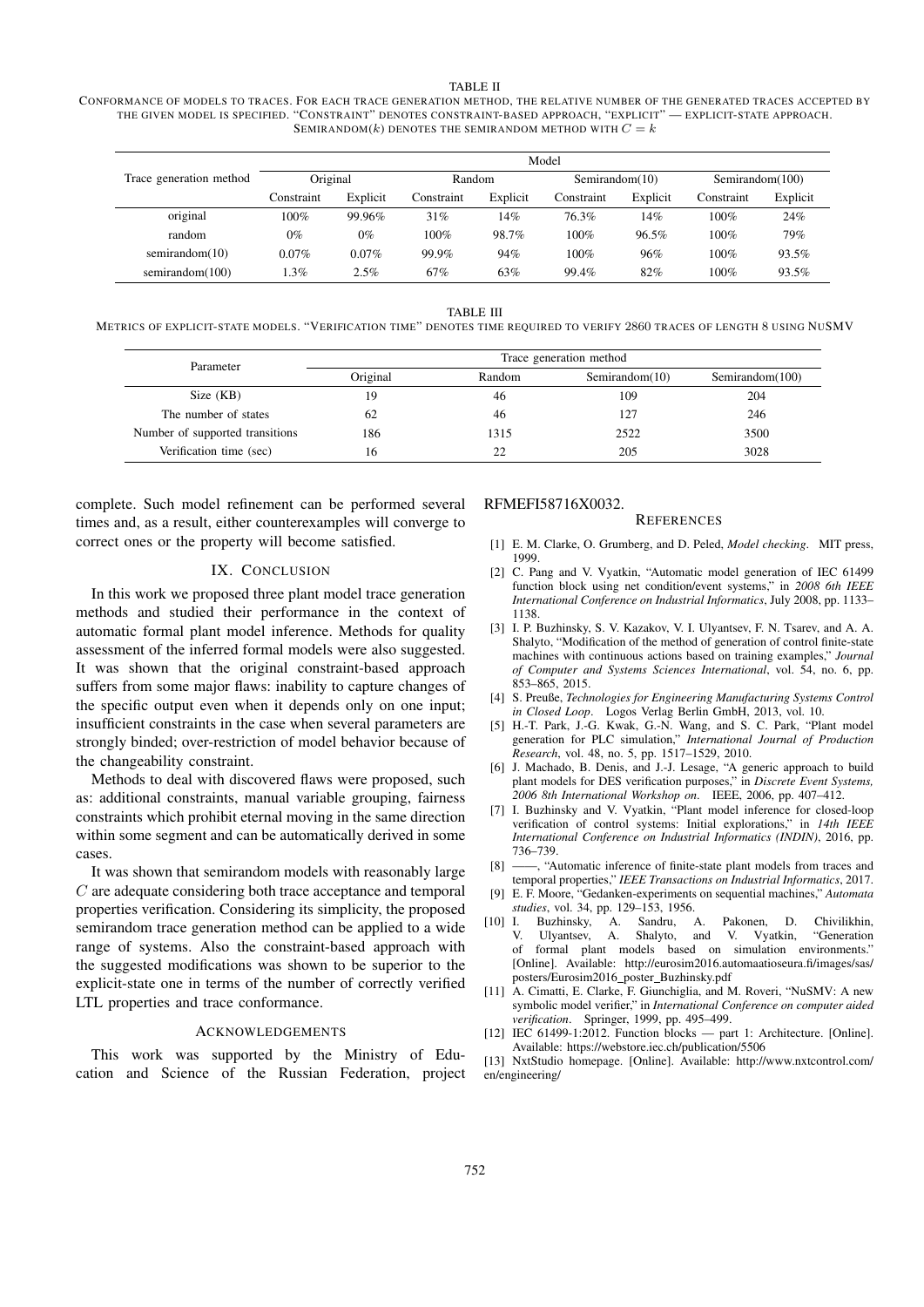TABLE II

CONFORMANCE OF MODELS TO TRACES. FOR EACH TRACE GENERATION METHOD, THE RELATIVE NUMBER OF THE GENERATED TRACES ACCEPTED BY THE GIVEN MODEL IS SPECIFIED. "CONSTRAINT" DENOTES CONSTRAINT-BASED APPROACH, "EXPLICIT" — EXPLICIT-STATE APPROACH. SEMIRANDOM($k$) DENOTES THE SEMIRANDOM METHOD WITH $C = k$

| Trace generation method | Model | | | | | | | |
|---|---|---|---|---|---|---|---|---|
| | Original | | Random | | Semirandom(10) | | Semirandom(100) | |
| | Constraint | Explicit | Constraint | Explicit | Constraint | Explicit | Constraint | Explicit |
| original | 100% | 99.96% | 31% | 14% | 76.3% | 14% | 100% | 24% |
| random | 0% | 0% | 100% | 98.7% | 100% | 96.5% | 100% | 79% |
| semirandom(10) | 0.07% | 0.07% | 99.9% | 94% | 100% | 96% | 100% | 93.5% |
| semirandom(100) | 1.3% | 2.5% | 67% | 63% | 99.4% | 82% | 100% | 93.5% |

TABLE III

METRICS OF EXPLICIT-STATE MODELS. "VERIFICATION TIME" DENOTES TIME REQUIRED TO VERIFY 2860 TRACES OF LENGTH 8 USING NUSMV

| Parameter | Trace generation method | | | |
|---|---|---|---|---|
| | Original | Random | Semirandom(10) | Semirandom(100) |
| Size (KB) | 19 | 46 | 109 | 204 |
| The number of states | 62 | 46 | 127 | 246 |
| Number of supported transitions | 186 | 1315 | 2522 | 3500 |
| Verification time (sec) | 16 | 22 | 205 | 3028 |

complete. Such model refinement can be performed several times and, as a result, either counterexamples will converge to correct ones or the property will become satisfied.

## IX. CONCLUSION

In this work we proposed three plant model trace generation methods and studied their performance in the context of automatic formal plant model inference. Methods for quality assessment of the inferred formal models were also suggested. It was shown that the original constraint-based approach suffers from some major flaws: inability to capture changes of the specific output even when it depends only on one input; insufficient constraints in the case when several parameters are strongly binded; over-restriction of model behavior because of the changeability constraint.

Methods to deal with discovered flaws were proposed, such as: additional constraints, manual variable grouping, fairness constraints which prohibit eternal moving in the same direction within some segment and can be automatically derived in some cases.

It was shown that semirandom models with reasonably large $C$ are adequate considering both trace acceptance and temporal properties verification. Considering its simplicity, the proposed semirandom trace generation method can be applied to a wide range of systems. Also the constraint-based approach with the suggested modifications was shown to be superior to the explicit-state one in terms of the number of correctly verified LTL properties and trace conformance.

## ACKNOWLEDGEMENTS

This work was supported by the Ministry of Education and Science of the Russian Federation, project RFMEFI58716X0032.

## REFERENCES

[1] E. M. Clarke, O. Grumberg, and D. Peled, *Model checking*. MIT press, 1999.

[2] C. Pang and V. Vyatkin, "Automatic model generation of IEC 61499 function block using net condition/event systems," in *2008 6th IEEE International Conference on Industrial Informatics*, July 2008, pp. 1133–1138.

[3] I. P. Buzhinsky, S. V. Kazakov, V. I. Ulyantsev, F. N. Tsarev, and A. A. Shalyto, "Modification of the method of generation of control finite-state machines with continuous actions based on training examples," *Journal of Computer and Systems Sciences International*, vol. 54, no. 6, pp. 853–865, 2015.

[4] S. Preuße, *Technologies for Engineering Manufacturing Systems Control in Closed Loop*. Logos Verlag Berlin GmbH, 2013, vol. 10.

[5] H.-T. Park, J.-G. Kwak, G.-N. Wang, and S. C. Park, "Plant model generation for PLC simulation," *International Journal of Production Research*, vol. 48, no. 5, pp. 1517–1529, 2010.

[6] J. Machado, B. Denis, and J.-J. Lesage, "A generic approach to build plant models for DES verification purposes," in *Discrete Event Systems, 2006 8th International Workshop on*. IEEE, 2006, pp. 407–412.

[7] I. Buzhinsky and V. Vyatkin, "Plant model inference for closed-loop verification of control systems: Initial explorations," in *14th IEEE International Conference on Industrial Informatics (INDIN)*, 2016, pp. 736–739.

[8] ——, "Automatic inference of finite-state plant models from traces and temporal properties," *IEEE Transactions on Industrial Informatics*, 2017.

[9] E. F. Moore, "Gedanken-experiments on sequential machines," *Automata studies*, vol. 34, pp. 129–153, 1956.

[10] I. Buzhinsky, A. Sandru, A. Pakonen, D. Chivilikhin, V. Ulyantsev, A. Shalyto, and V. Vyatkin, "Generation of formal plant models based on simulation environments." [Online]. Available: http://eurosim2016.automaatioseura.fi/images/sas/posters/Eurosim2016_poster_Buzhinsky.pdf

[11] A. Cimatti, E. Clarke, F. Giunchiglia, and M. Roveri, "NuSMV: A new symbolic model verifier," in *International Conference on computer aided verification*. Springer, 1999, pp. 495–499.

[12] IEC 61499-1:2012. Function blocks — part 1: Architecture. [Online]. Available: https://webstore.iec.ch/publication/5506

[13] NxtStudio homepage. [Online]. Available: http://www.nxtcontrol.com/en/engineering/